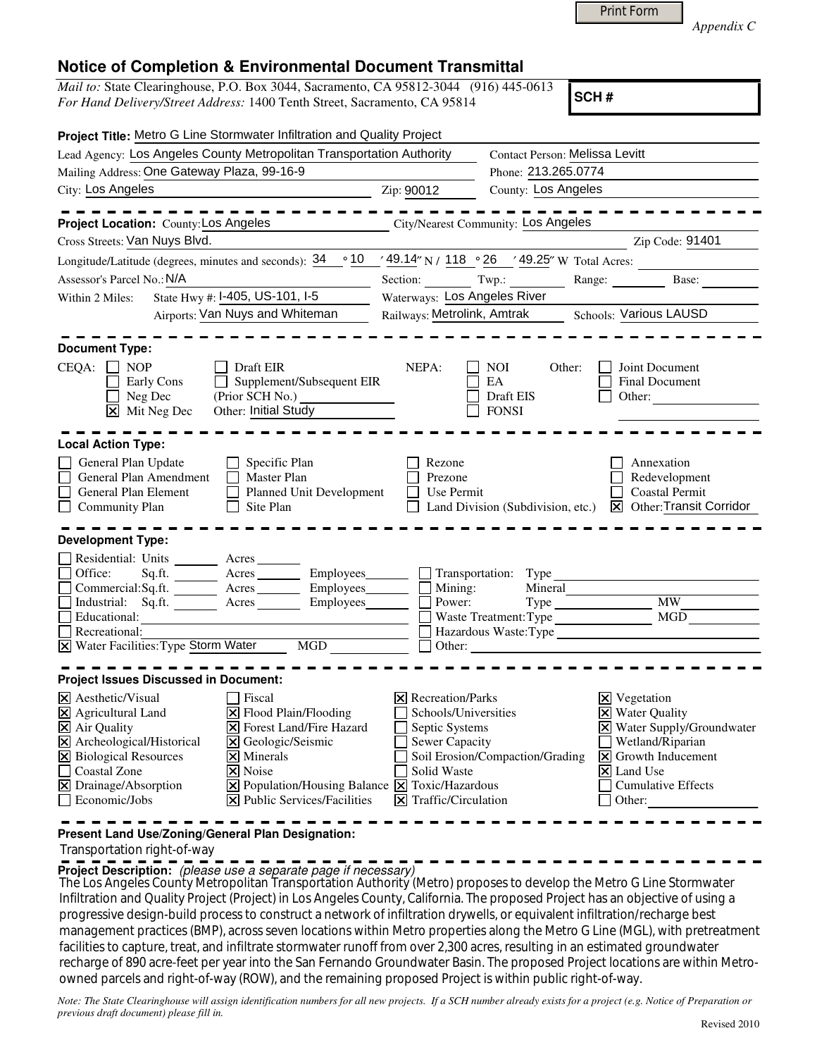Print Form

*Appendix C*

# Notice of Completion & Environmental Document Transmittal

*Mail to:* State Clearinghouse, P.O. Box 3044, Sacramento, CA 95812-3044 (916) 445-0613
*For Hand Delivery/Street Address:* 1400 Tenth Street, Sacramento, CA 95814

**SCH #**

**Project Title:** Metro G Line Stormwater Infiltration and Quality Project

Lead Agency: Los Angeles County Metropolitan Transportation Authority
Contact Person: Melissa Levitt
Mailing Address: One Gateway Plaza, 99-16-9
Phone: 213.265.0774
City: Los Angeles
Zip: 90012
County: Los Angeles

---

**Project Location:** County: Los Angeles
City/Nearest Community: Los Angeles
Cross Streets: Van Nuys Blvd.
Zip Code: 91401
Longitude/Latitude (degrees, minutes and seconds): 34 ° 10 ′ 49.14″ N / 118 ° 26 ′ 49.25″ W Total Acres:
Assessor's Parcel No.: N/A
Section: Twp.: Range: Base:
Within 2 Miles: State Hwy #: I-405, US-101, I-5
Waterways: Los Angeles River
Airports: Van Nuys and Whiteman
Railways: Metrolink, Amtrak
Schools: Various LAUSD

---

**Document Type:**

CEQA:
- [ ] NOP
- [ ] Early Cons
- [ ] Neg Dec
- [x] Mit Neg Dec
- [ ] Draft EIR
- [ ] Supplement/Subsequent EIR (Prior SCH No.)
- Other: Initial Study

NEPA:
- [ ] NOI
- [ ] EA
- [ ] Draft EIS
- [ ] FONSI

Other:
- [ ] Joint Document
- [ ] Final Document
- [ ] Other:

---

**Local Action Type:**

- [ ] General Plan Update
- [ ] General Plan Amendment
- [ ] General Plan Element
- [ ] Community Plan
- [ ] Specific Plan
- [ ] Master Plan
- [ ] Planned Unit Development
- [ ] Site Plan
- [ ] Rezone
- [ ] Prezone
- [ ] Use Permit
- [ ] Land Division (Subdivision, etc.)
- [ ] Annexation
- [ ] Redevelopment
- [ ] Coastal Permit
- [x] Other: Transit Corridor

---

**Development Type:**

- [ ] Residential: Units Acres
- [ ] Office: Sq.ft. Acres Employees
- [ ] Commercial: Sq.ft. Acres Employees
- [ ] Industrial: Sq.ft. Acres Employees
- [ ] Educational:
- [ ] Recreational:
- [x] Water Facilities: Type Storm Water MGD
- [ ] Transportation: Type
- [ ] Mining: Mineral
- [ ] Power: Type MW
- [ ] Waste Treatment: Type MGD
- [ ] Hazardous Waste: Type
- [ ] Other:

---

**Project Issues Discussed in Document:**

- [x] Aesthetic/Visual
- [x] Agricultural Land
- [x] Air Quality
- [x] Archeological/Historical
- [x] Biological Resources
- [ ] Coastal Zone
- [x] Drainage/Absorption
- [ ] Economic/Jobs
- [ ] Fiscal
- [x] Flood Plain/Flooding
- [x] Forest Land/Fire Hazard
- [x] Geologic/Seismic
- [x] Minerals
- [x] Noise
- [x] Population/Housing Balance
- [x] Public Services/Facilities
- [x] Recreation/Parks
- [ ] Schools/Universities
- [ ] Septic Systems
- [ ] Sewer Capacity
- [ ] Soil Erosion/Compaction/Grading
- [ ] Solid Waste
- [x] Toxic/Hazardous
- [x] Traffic/Circulation
- [x] Vegetation
- [x] Water Quality
- [x] Water Supply/Groundwater
- [ ] Wetland/Riparian
- [x] Growth Inducement
- [x] Land Use
- [ ] Cumulative Effects
- [ ] Other:

---

**Present Land Use/Zoning/General Plan Designation:**

Transportation right-of-way

**Project Description:** *(please use a separate page if necessary)*

The Los Angeles County Metropolitan Transportation Authority (Metro) proposes to develop the Metro G Line Stormwater Infiltration and Quality Project (Project) in Los Angeles County, California. The proposed Project has an objective of using a progressive design-build process to construct a network of infiltration drywells, or equivalent infiltration/recharge best management practices (BMP), across seven locations within Metro properties along the Metro G Line (MGL), with pretreatment facilities to capture, treat, and infiltrate stormwater runoff from over 2,300 acres, resulting in an estimated groundwater recharge of 890 acre-feet per year into the San Fernando Groundwater Basin. The proposed Project locations are within Metro-owned parcels and right-of-way (ROW), and the remaining proposed Project is within public right-of-way.

*Note: The State Clearinghouse will assign identification numbers for all new projects. If a SCH number already exists for a project (e.g. Notice of Preparation or previous draft document) please fill in.*

Revised 2010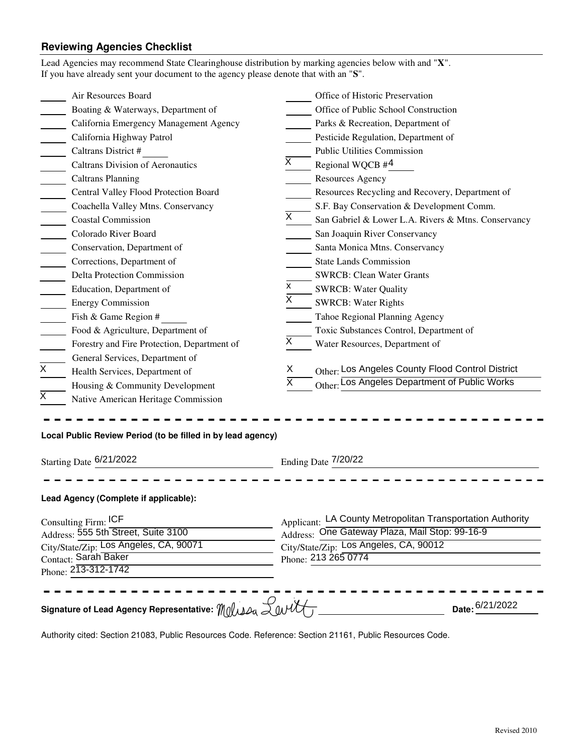## Reviewing Agencies Checklist

Lead Agencies may recommend State Clearinghouse distribution by marking agencies below with and "**X**".
If you have already sent your document to the agency please denote that with an "**S**".

| | | | |
|---|---|---|---|
| | Air Resources Board | | Office of Historic Preservation |
| | Boating & Waterways, Department of | | Office of Public School Construction |
| | California Emergency Management Agency | | Parks & Recreation, Department of |
| | California Highway Patrol | | Pesticide Regulation, Department of |
| | Caltrans District # ____ | | Public Utilities Commission |
| | Caltrans Division of Aeronautics | X | Regional WQCB # 4 |
| | Caltrans Planning | | Resources Agency |
| | Central Valley Flood Protection Board | | Resources Recycling and Recovery, Department of |
| | Coachella Valley Mtns. Conservancy | | S.F. Bay Conservation & Development Comm. |
| | Coastal Commission | X | San Gabriel & Lower L.A. Rivers & Mtns. Conservancy |
| | Colorado River Board | | San Joaquin River Conservancy |
| | Conservation, Department of | | Santa Monica Mtns. Conservancy |
| | Corrections, Department of | | State Lands Commission |
| | Delta Protection Commission | | SWRCB: Clean Water Grants |
| | Education, Department of | x | SWRCB: Water Quality |
| | Energy Commission | X | SWRCB: Water Rights |
| | Fish & Game Region # ____ | | Tahoe Regional Planning Agency |
| | Food & Agriculture, Department of | | Toxic Substances Control, Department of |
| | Forestry and Fire Protection, Department of | X | Water Resources, Department of |
| | General Services, Department of | | |
| X | Health Services, Department of | X | Other: Los Angeles County Flood Control District |
| | Housing & Community Development | X | Other: Los Angeles Department of Public Works |
| X | Native American Heritage Commission | | |

**Local Public Review Period (to be filled in by lead agency)**

Starting Date 6/21/2022 Ending Date 7/20/22

**Lead Agency (Complete if applicable):**

Consulting Firm: ICF
Address: 555 5th Street, Suite 3100
City/State/Zip: Los Angeles, CA, 90071
Contact: Sarah Baker
Phone: 213-312-1742

Applicant: LA County Metropolitan Transportation Authority
Address: One Gateway Plaza, Mail Stop: 99-16-9
City/State/Zip: Los Angeles, CA, 90012
Phone: 213 265 0774

**Signature of Lead Agency Representative:** Melissa Levitt **Date:** 6/21/2022

Authority cited: Section 21083, Public Resources Code. Reference: Section 21161, Public Resources Code.

Revised 2010